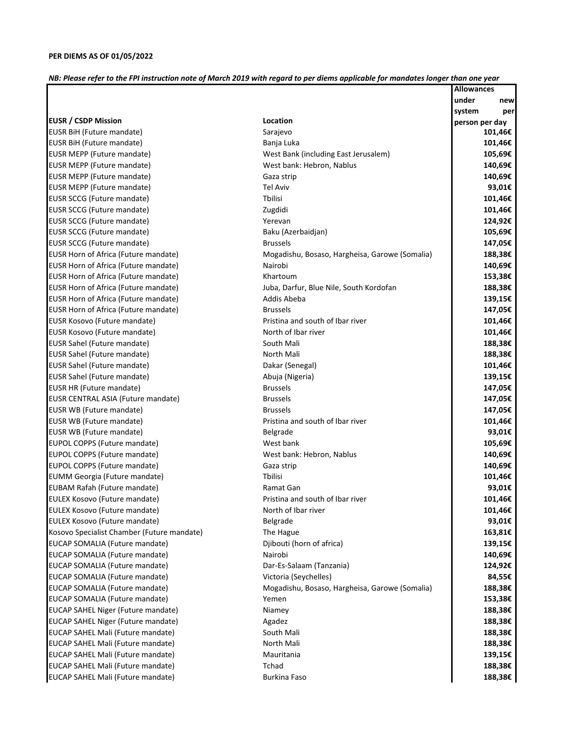**PER DIEMS AS OF 01/05/2022**

***NB: Please refer to the FPI instruction note of March 2019 with regard to per diems applicable for mandates longer than one year***

| EUSR / CSDP Mission | Location | Allowances under new system per person per day |
|---|---|---|
| EUSR BiH (Future mandate) | Sarajevo | 101,46€ |
| EUSR BiH (Future mandate) | Banja Luka | 101,46€ |
| EUSR MEPP (Future mandate) | West Bank (including East Jerusalem) | 105,69€ |
| EUSR MEPP (Future mandate) | West bank: Hebron, Nablus | 140,69€ |
| EUSR MEPP (Future mandate) | Gaza strip | 140,69€ |
| EUSR MEPP (Future mandate) | Tel Aviv | 93,01€ |
| EUSR SCCG (Future mandate) | Tbilisi | 101,46€ |
| EUSR SCCG (Future mandate) | Zugdidi | 101,46€ |
| EUSR SCCG (Future mandate) | Yerevan | 124,92€ |
| EUSR SCCG (Future mandate) | Baku (Azerbaidjan) | 105,69€ |
| EUSR SCCG (Future mandate) | Brussels | 147,05€ |
| EUSR Horn of Africa (Future mandate) | Mogadishu, Bosaso, Hargheisa, Garowe (Somalia) | 188,38€ |
| EUSR Horn of Africa (Future mandate) | Nairobi | 140,69€ |
| EUSR Horn of Africa (Future mandate) | Khartoum | 153,38€ |
| EUSR Horn of Africa (Future mandate) | Juba, Darfur, Blue Nile, South Kordofan | 188,38€ |
| EUSR Horn of Africa (Future mandate) | Addis Abeba | 139,15€ |
| EUSR Horn of Africa (Future mandate) | Brussels | 147,05€ |
| EUSR Kosovo (Future mandate) | Pristina and south of Ibar river | 101,46€ |
| EUSR Kosovo (Future mandate) | North of Ibar river | 101,46€ |
| EUSR Sahel (Future mandate) | South Mali | 188,38€ |
| EUSR Sahel (Future mandate) | North Mali | 188,38€ |
| EUSR Sahel (Future mandate) | Dakar (Senegal) | 101,46€ |
| EUSR Sahel (Future mandate) | Abuja (Nigeria) | 139,15€ |
| EUSR HR (Future mandate) | Brussels | 147,05€ |
| EUSR CENTRAL ASIA (Future mandate) | Brussels | 147,05€ |
| EUSR WB (Future mandate) | Brussels | 147,05€ |
| EUSR WB (Future mandate) | Pristina and south of Ibar river | 101,46€ |
| EUSR WB (Future mandate) | Belgrade | 93,01€ |
| EUPOL COPPS (Future mandate) | West bank | 105,69€ |
| EUPOL COPPS (Future mandate) | West bank: Hebron, Nablus | 140,69€ |
| EUPOL COPPS (Future mandate) | Gaza strip | 140,69€ |
| EUMM Georgia (Future mandate) | Tbilisi | 101,46€ |
| EUBAM Rafah (Future mandate) | Ramat Gan | 93,01€ |
| EULEX Kosovo (Future mandate) | Pristina and south of Ibar river | 101,46€ |
| EULEX Kosovo (Future mandate) | North of Ibar river | 101,46€ |
| EULEX Kosovo (Future mandate) | Belgrade | 93,01€ |
| Kosovo Specialist Chamber (Future mandate) | The Hague | 163,81€ |
| EUCAP SOMALIA (Future mandate) | Djibouti (horn of africa) | 139,15€ |
| EUCAP SOMALIA (Future mandate) | Nairobi | 140,69€ |
| EUCAP SOMALIA (Future mandate) | Dar-Es-Salaam (Tanzania) | 124,92€ |
| EUCAP SOMALIA (Future mandate) | Victoria (Seychelles) | 84,55€ |
| EUCAP SOMALIA (Future mandate) | Mogadishu, Bosaso, Hargheisa, Garowe (Somalia) | 188,38€ |
| EUCAP SOMALIA (Future mandate) | Yemen | 153,38€ |
| EUCAP SAHEL Niger (Future mandate) | Niamey | 188,38€ |
| EUCAP SAHEL Niger (Future mandate) | Agadez | 188,38€ |
| EUCAP SAHEL Mali (Future mandate) | South Mali | 188,38€ |
| EUCAP SAHEL Mali (Future mandate) | North Mali | 188,38€ |
| EUCAP SAHEL Mali (Future mandate) | Mauritania | 139,15€ |
| EUCAP SAHEL Mali (Future mandate) | Tchad | 188,38€ |
| EUCAP SAHEL Mali (Future mandate) | Burkina Faso | 188,38€ |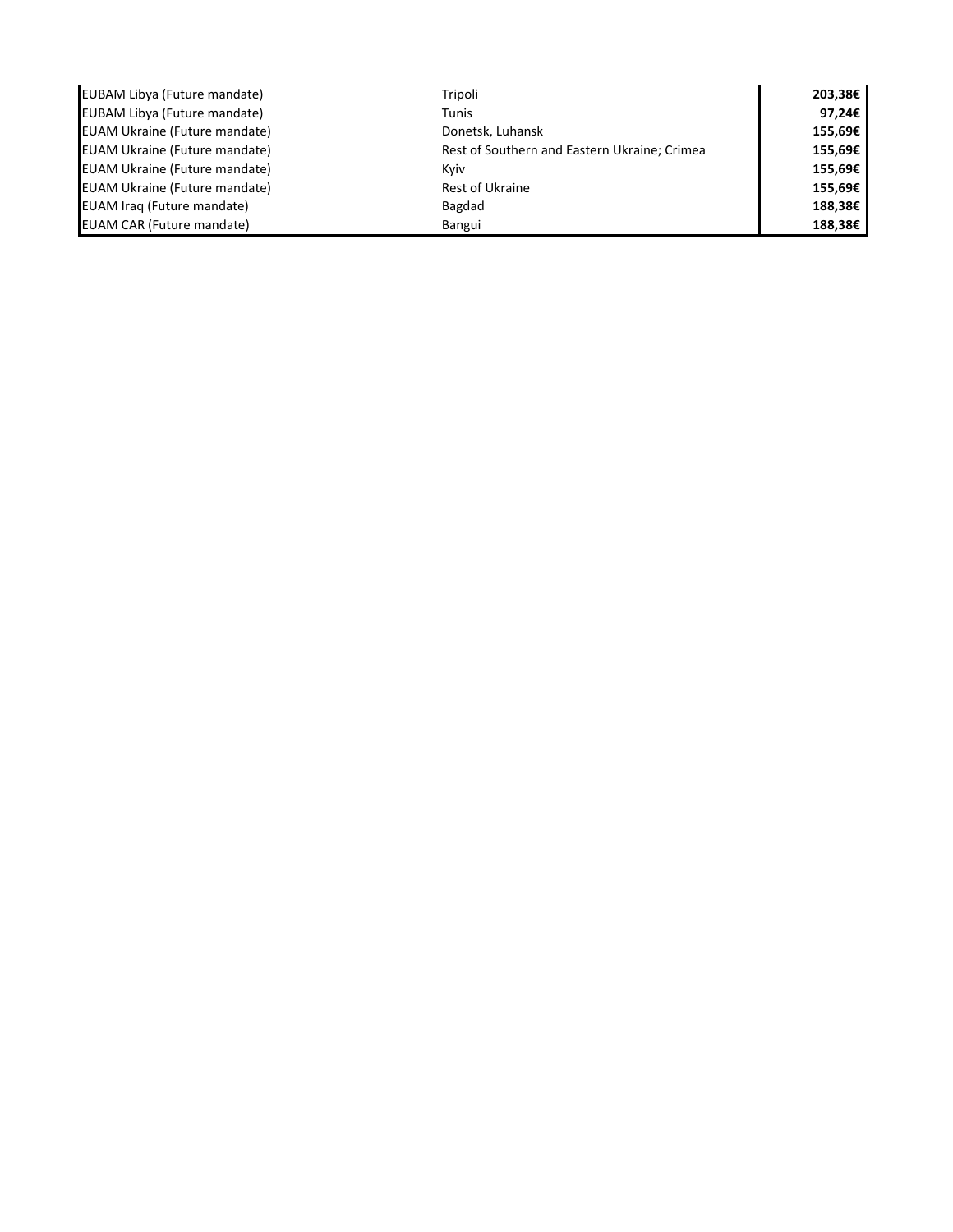| | | |
|---|---|---|
| EUBAM Libya (Future mandate) | Tripoli | **203,38€** |
| EUBAM Libya (Future mandate) | Tunis | **97,24€** |
| EUAM Ukraine (Future mandate) | Donetsk, Luhansk | **155,69€** |
| EUAM Ukraine (Future mandate) | Rest of Southern and Eastern Ukraine; Crimea | **155,69€** |
| EUAM Ukraine (Future mandate) | Kyiv | **155,69€** |
| EUAM Ukraine (Future mandate) | Rest of Ukraine | **155,69€** |
| EUAM Iraq (Future mandate) | Bagdad | **188,38€** |
| EUAM CAR (Future mandate) | Bangui | **188,38€** |